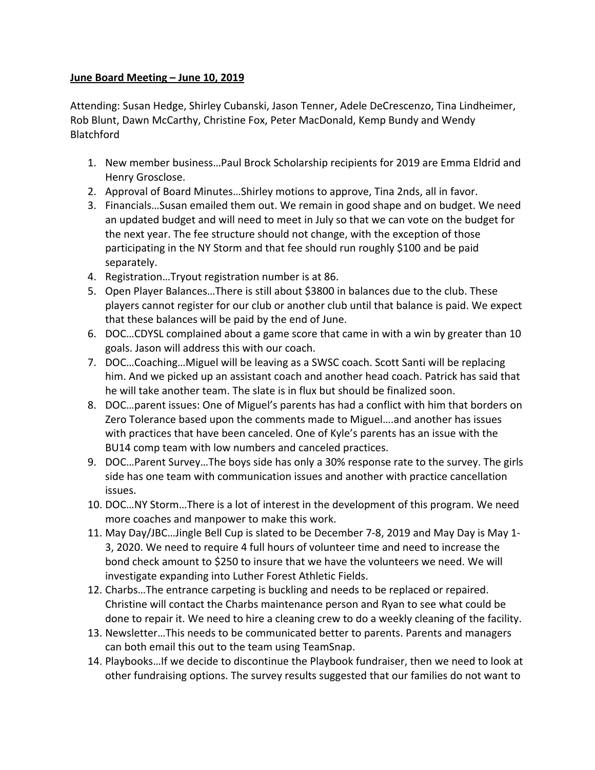**June Board Meeting – June 10, 2019**

Attending: Susan Hedge, Shirley Cubanski, Jason Tenner, Adele DeCrescenzo, Tina Lindheimer, Rob Blunt, Dawn McCarthy, Christine Fox, Peter MacDonald, Kemp Bundy and Wendy Blatchford

1. New member business…Paul Brock Scholarship recipients for 2019 are Emma Eldrid and Henry Grosclose.
2. Approval of Board Minutes…Shirley motions to approve, Tina 2nds, all in favor.
3. Financials…Susan emailed them out. We remain in good shape and on budget. We need an updated budget and will need to meet in July so that we can vote on the budget for the next year. The fee structure should not change, with the exception of those participating in the NY Storm and that fee should run roughly $100 and be paid separately.
4. Registration…Tryout registration number is at 86.
5. Open Player Balances…There is still about $3800 in balances due to the club. These players cannot register for our club or another club until that balance is paid. We expect that these balances will be paid by the end of June.
6. DOC…CDYSL complained about a game score that came in with a win by greater than 10 goals. Jason will address this with our coach.
7. DOC…Coaching…Miguel will be leaving as a SWSC coach. Scott Santi will be replacing him. And we picked up an assistant coach and another head coach. Patrick has said that he will take another team. The slate is in flux but should be finalized soon.
8. DOC…parent issues: One of Miguel's parents has had a conflict with him that borders on Zero Tolerance based upon the comments made to Miguel….and another has issues with practices that have been canceled. One of Kyle's parents has an issue with the BU14 comp team with low numbers and canceled practices.
9. DOC…Parent Survey…The boys side has only a 30% response rate to the survey. The girls side has one team with communication issues and another with practice cancellation issues.
10. DOC…NY Storm…There is a lot of interest in the development of this program. We need more coaches and manpower to make this work.
11. May Day/JBC…Jingle Bell Cup is slated to be December 7-8, 2019 and May Day is May 1-3, 2020. We need to require 4 full hours of volunteer time and need to increase the bond check amount to $250 to insure that we have the volunteers we need. We will investigate expanding into Luther Forest Athletic Fields.
12. Charbs…The entrance carpeting is buckling and needs to be replaced or repaired. Christine will contact the Charbs maintenance person and Ryan to see what could be done to repair it. We need to hire a cleaning crew to do a weekly cleaning of the facility.
13. Newsletter…This needs to be communicated better to parents. Parents and managers can both email this out to the team using TeamSnap.
14. Playbooks…If we decide to discontinue the Playbook fundraiser, then we need to look at other fundraising options. The survey results suggested that our families do not want to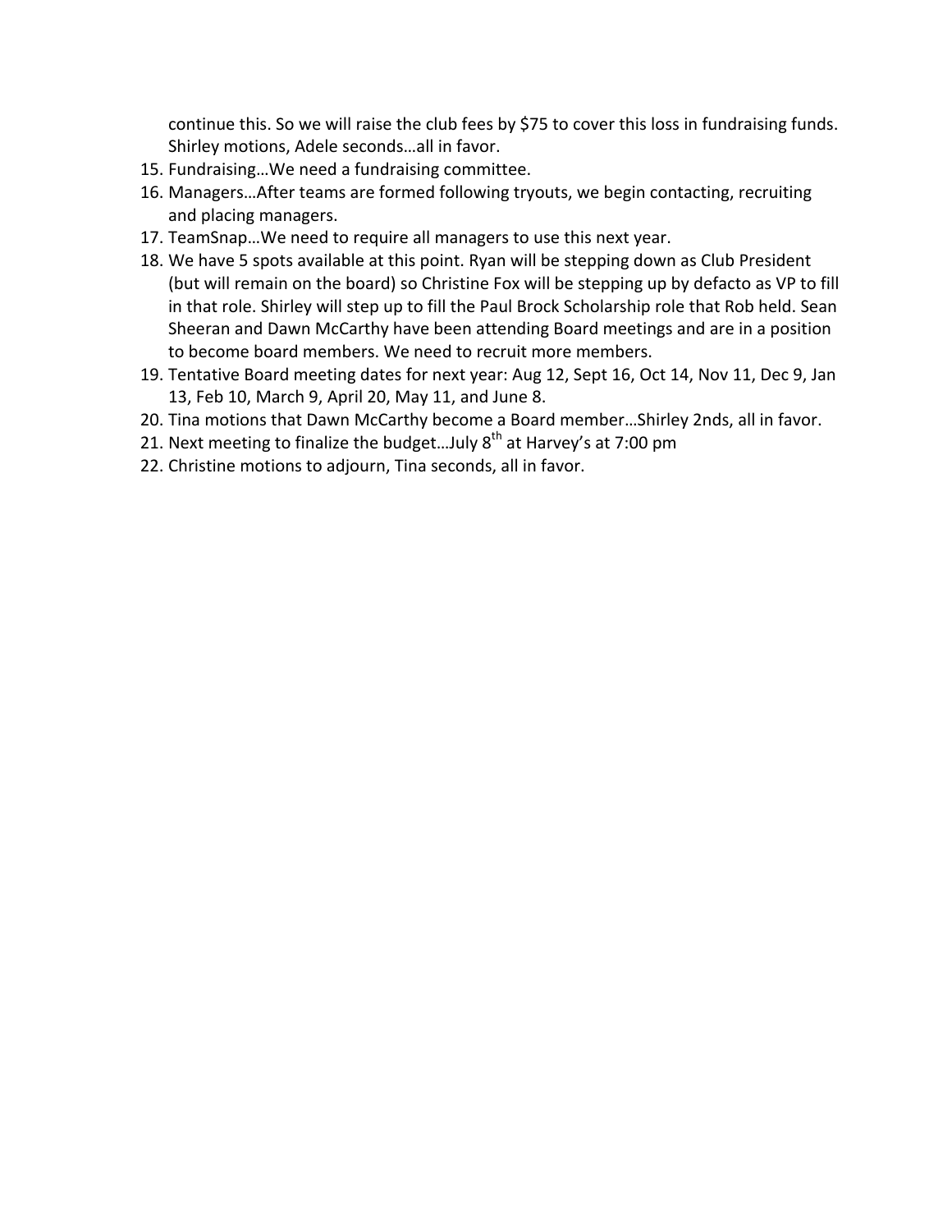continue this. So we will raise the club fees by $75 to cover this loss in fundraising funds. Shirley motions, Adele seconds…all in favor.

15. Fundraising…We need a fundraising committee.
16. Managers…After teams are formed following tryouts, we begin contacting, recruiting and placing managers.
17. TeamSnap…We need to require all managers to use this next year.
18. We have 5 spots available at this point. Ryan will be stepping down as Club President (but will remain on the board) so Christine Fox will be stepping up by defacto as VP to fill in that role. Shirley will step up to fill the Paul Brock Scholarship role that Rob held. Sean Sheeran and Dawn McCarthy have been attending Board meetings and are in a position to become board members. We need to recruit more members.
19. Tentative Board meeting dates for next year: Aug 12, Sept 16, Oct 14, Nov 11, Dec 9, Jan 13, Feb 10, March 9, April 20, May 11, and June 8.
20. Tina motions that Dawn McCarthy become a Board member…Shirley 2nds, all in favor.
21. Next meeting to finalize the budget…July 8th at Harvey's at 7:00 pm
22. Christine motions to adjourn, Tina seconds, all in favor.